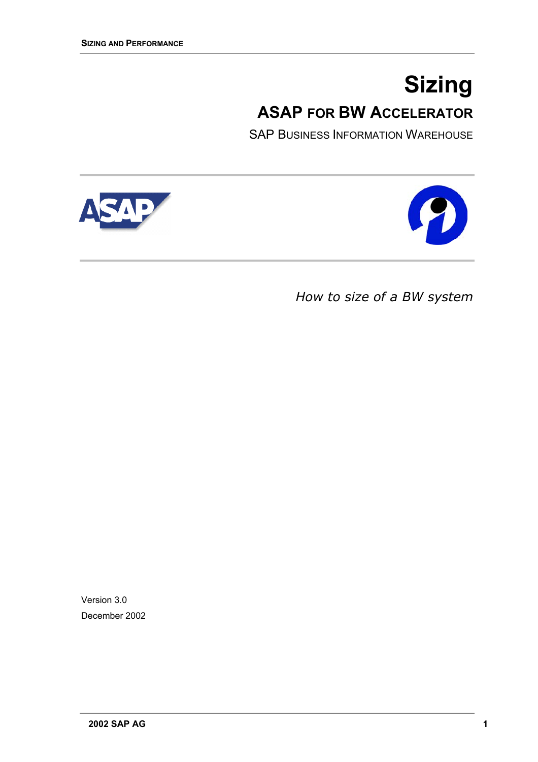# Sizing

## ASAP for BW Accelerator

SAP Business Information Warehouse

*How to size of a BW system*

Version 3.0

December 2002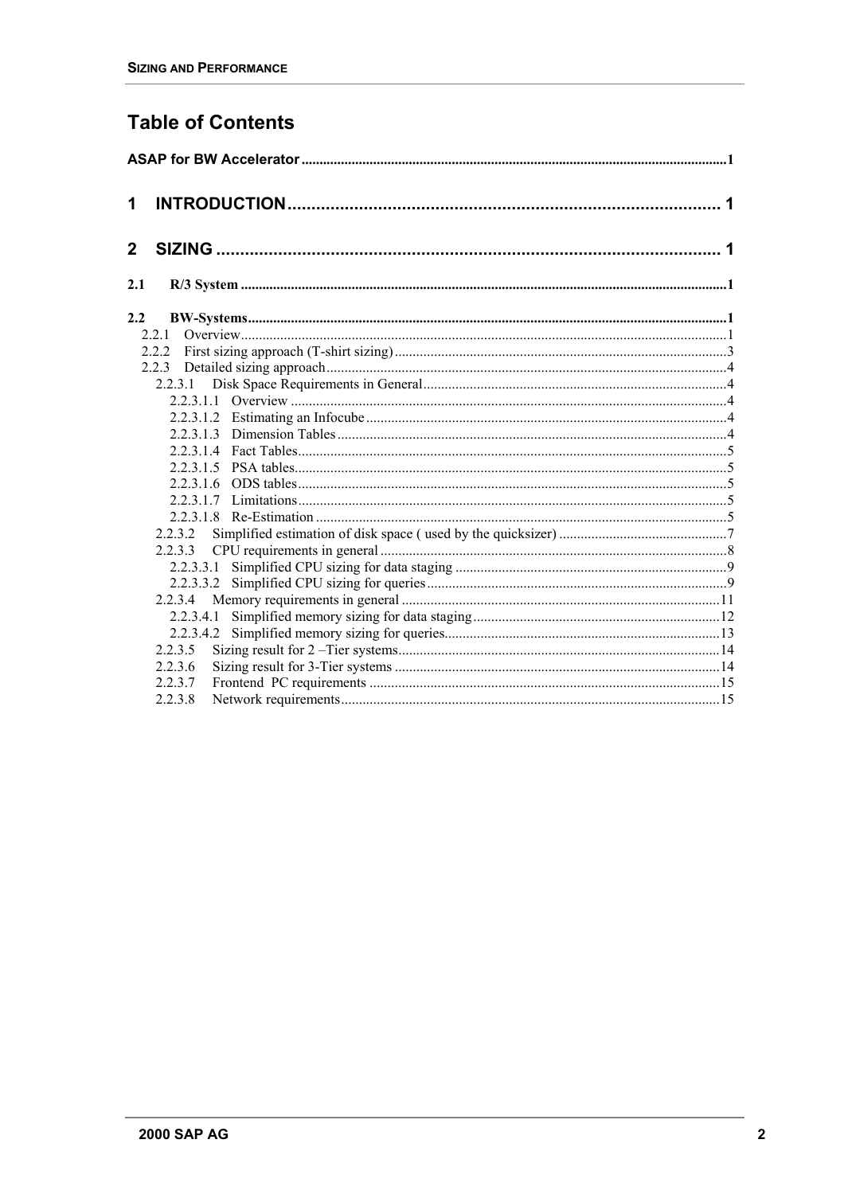# Table of Contents

**ASAP for BW Accelerator** ..... 1

**1 INTRODUCTION** ..... 1

**2 SIZING** ..... 1

**2.1 R/3 System** ..... 1

**2.2 BW-Systems** ..... 1

- 2.2.1 Overview ..... 1
- 2.2.2 First sizing approach (T-shirt sizing) ..... 3
- 2.2.3 Detailed sizing approach ..... 4
  - 2.2.3.1 Disk Space Requirements in General ..... 4
    - 2.2.3.1.1 Overview ..... 4
    - 2.2.3.1.2 Estimating an Infocube ..... 4
    - 2.2.3.1.3 Dimension Tables ..... 4
    - 2.2.3.1.4 Fact Tables ..... 5
    - 2.2.3.1.5 PSA tables ..... 5
    - 2.2.3.1.6 ODS tables ..... 5
    - 2.2.3.1.7 Limitations ..... 5
    - 2.2.3.1.8 Re-Estimation ..... 5
  - 2.2.3.2 Simplified estimation of disk space ( used by the quicksizer) ..... 7
  - 2.2.3.3 CPU requirements in general ..... 8
    - 2.2.3.3.1 Simplified CPU sizing for data staging ..... 9
    - 2.2.3.3.2 Simplified CPU sizing for queries ..... 9
  - 2.2.3.4 Memory requirements in general ..... 11
    - 2.2.3.4.1 Simplified memory sizing for data staging ..... 12
    - 2.2.3.4.2 Simplified memory sizing for queries ..... 13
  - 2.2.3.5 Sizing result for 2 –Tier systems ..... 14
  - 2.2.3.6 Sizing result for 3-Tier systems ..... 14
  - 2.2.3.7 Frontend PC requirements ..... 15
  - 2.2.3.8 Network requirements ..... 15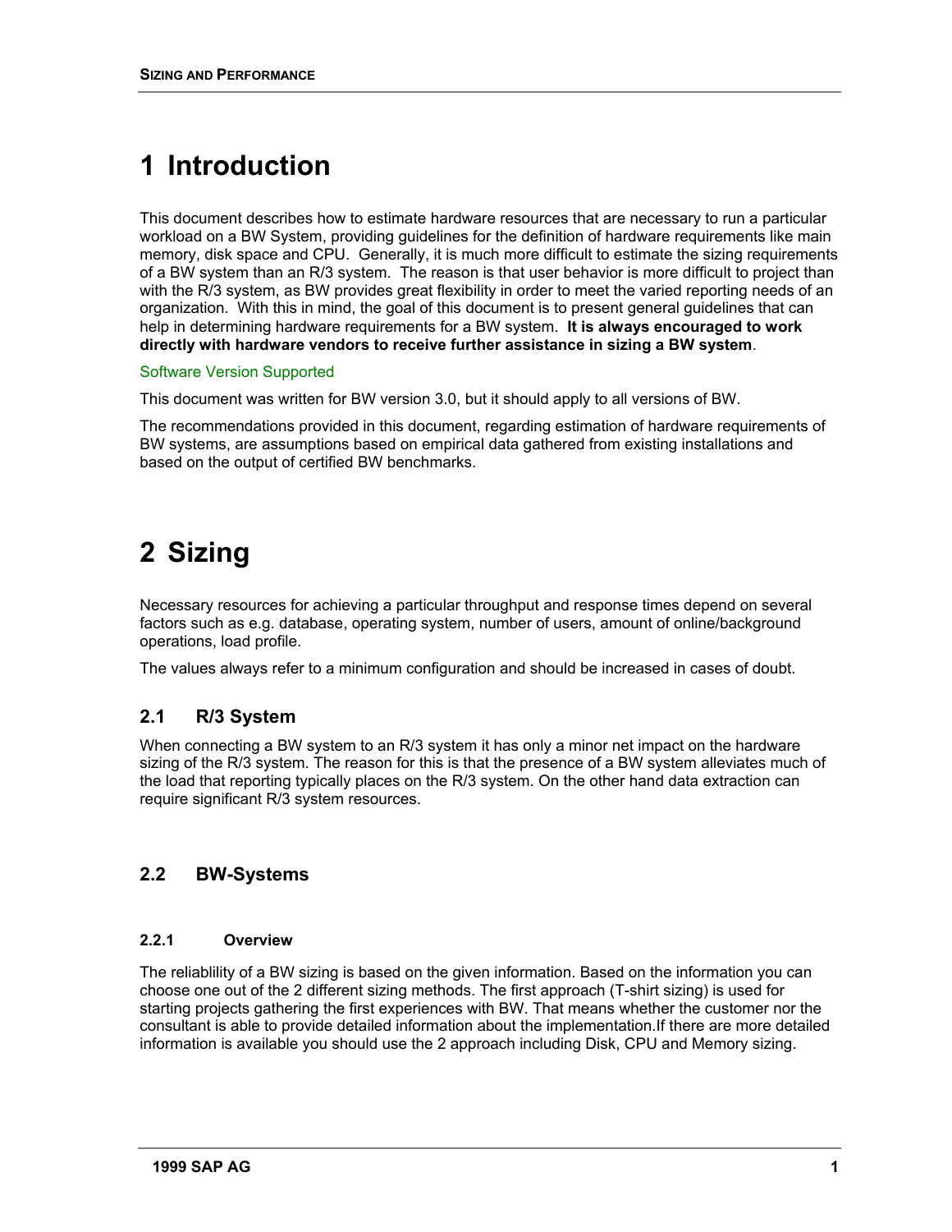# 1 Introduction

This document describes how to estimate hardware resources that are necessary to run a particular workload on a BW System, providing guidelines for the definition of hardware requirements like main memory, disk space and CPU. Generally, it is much more difficult to estimate the sizing requirements of a BW system than an R/3 system. The reason is that user behavior is more difficult to project than with the R/3 system, as BW provides great flexibility in order to meet the varied reporting needs of an organization. With this in mind, the goal of this document is to present general guidelines that can help in determining hardware requirements for a BW system. **It is always encouraged to work directly with hardware vendors to receive further assistance in sizing a BW system**.

Software Version Supported

This document was written for BW version 3.0, but it should apply to all versions of BW.

The recommendations provided in this document, regarding estimation of hardware requirements of BW systems, are assumptions based on empirical data gathered from existing installations and based on the output of certified BW benchmarks.

# 2 Sizing

Necessary resources for achieving a particular throughput and response times depend on several factors such as e.g. database, operating system, number of users, amount of online/background operations, load profile.

The values always refer to a minimum configuration and should be increased in cases of doubt.

## 2.1 R/3 System

When connecting a BW system to an R/3 system it has only a minor net impact on the hardware sizing of the R/3 system. The reason for this is that the presence of a BW system alleviates much of the load that reporting typically places on the R/3 system. On the other hand data extraction can require significant R/3 system resources.

## 2.2 BW-Systems

### 2.2.1 Overview

The reliablility of a BW sizing is based on the given information. Based on the information you can choose one out of the 2 different sizing methods. The first approach (T-shirt sizing) is used for starting projects gathering the first experiences with BW. That means whether the customer nor the consultant is able to provide detailed information about the implementation.If there are more detailed information is available you should use the 2 approach including Disk, CPU and Memory sizing.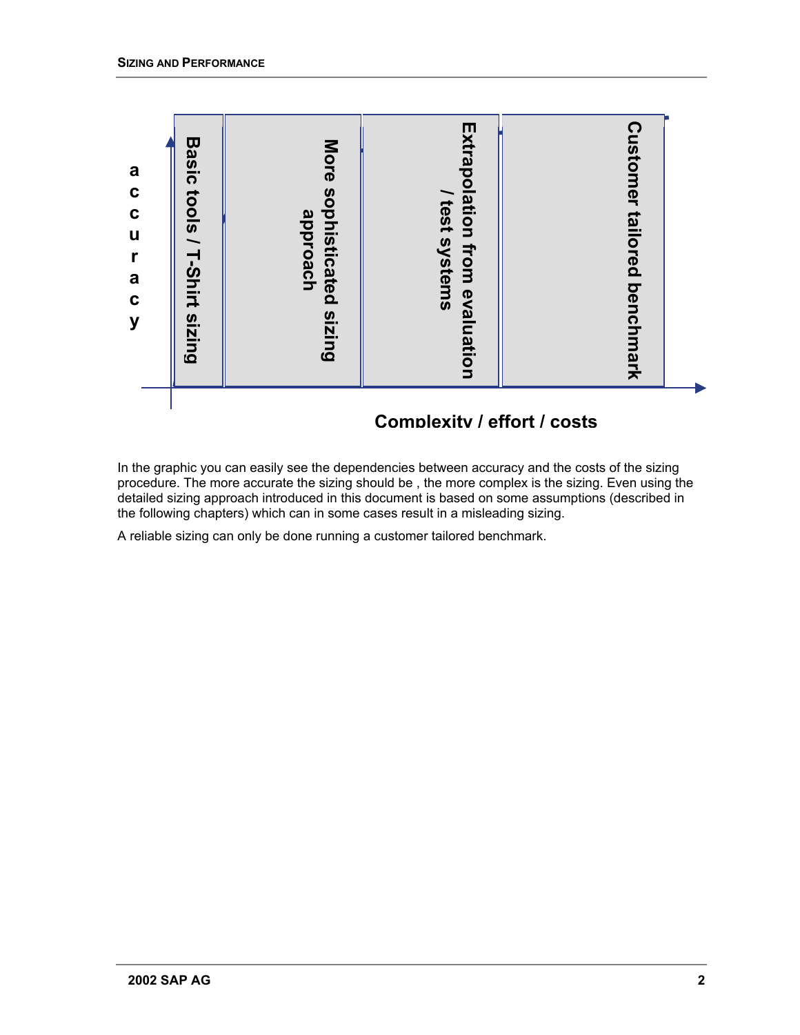accuracy

Basic tools / T-Shirt sizing | More sophisticated sizing approach | Extrapolation from evaluation / test systems | Customer tailored benchmark

Complexity / effort / costs

In the graphic you can easily see the dependencies between accuracy and the costs of the sizing procedure. The more accurate the sizing should be , the more complex is the sizing. Even using the detailed sizing approach introduced in this document is based on some assumptions (described in the following chapters) which can in some cases result in a misleading sizing.

A reliable sizing can only be done running a customer tailored benchmark.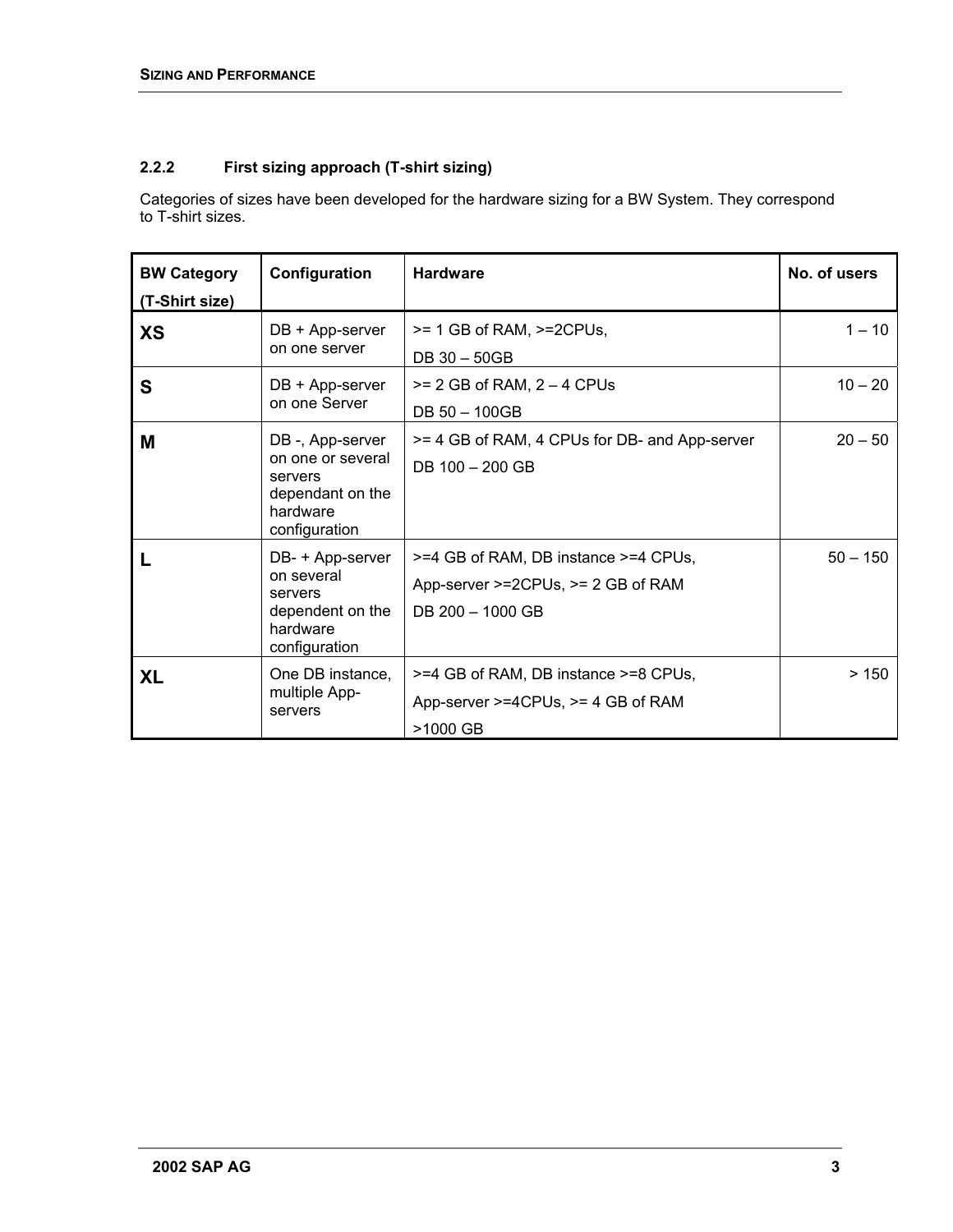### 2.2.2 First sizing approach (T-shirt sizing)

Categories of sizes have been developed for the hardware sizing for a BW System. They correspond to T-shirt sizes.

| BW Category (T-Shirt size) | Configuration | Hardware | No. of users |
|---|---|---|---|
| **XS** | DB + App-server on one server | >= 1 GB of RAM, >=2CPUs,<br>DB 30 – 50GB | 1 – 10 |
| **S** | DB + App-server on one Server | >= 2 GB of RAM, 2 – 4 CPUs<br>DB 50 – 100GB | 10 – 20 |
| **M** | DB -, App-server on one or several servers dependant on the hardware configuration | >= 4 GB of RAM, 4 CPUs for DB- and App-server<br>DB 100 – 200 GB | 20 – 50 |
| **L** | DB- + App-server on several servers dependent on the hardware configuration | >=4 GB of RAM, DB instance >=4 CPUs,<br>App-server >=2CPUs, >= 2 GB of RAM<br>DB 200 – 1000 GB | 50 – 150 |
| **XL** | One DB instance, multiple App-servers | >=4 GB of RAM, DB instance >=8 CPUs,<br>App-server >=4CPUs, >= 4 GB of RAM<br>>1000 GB | > 150 |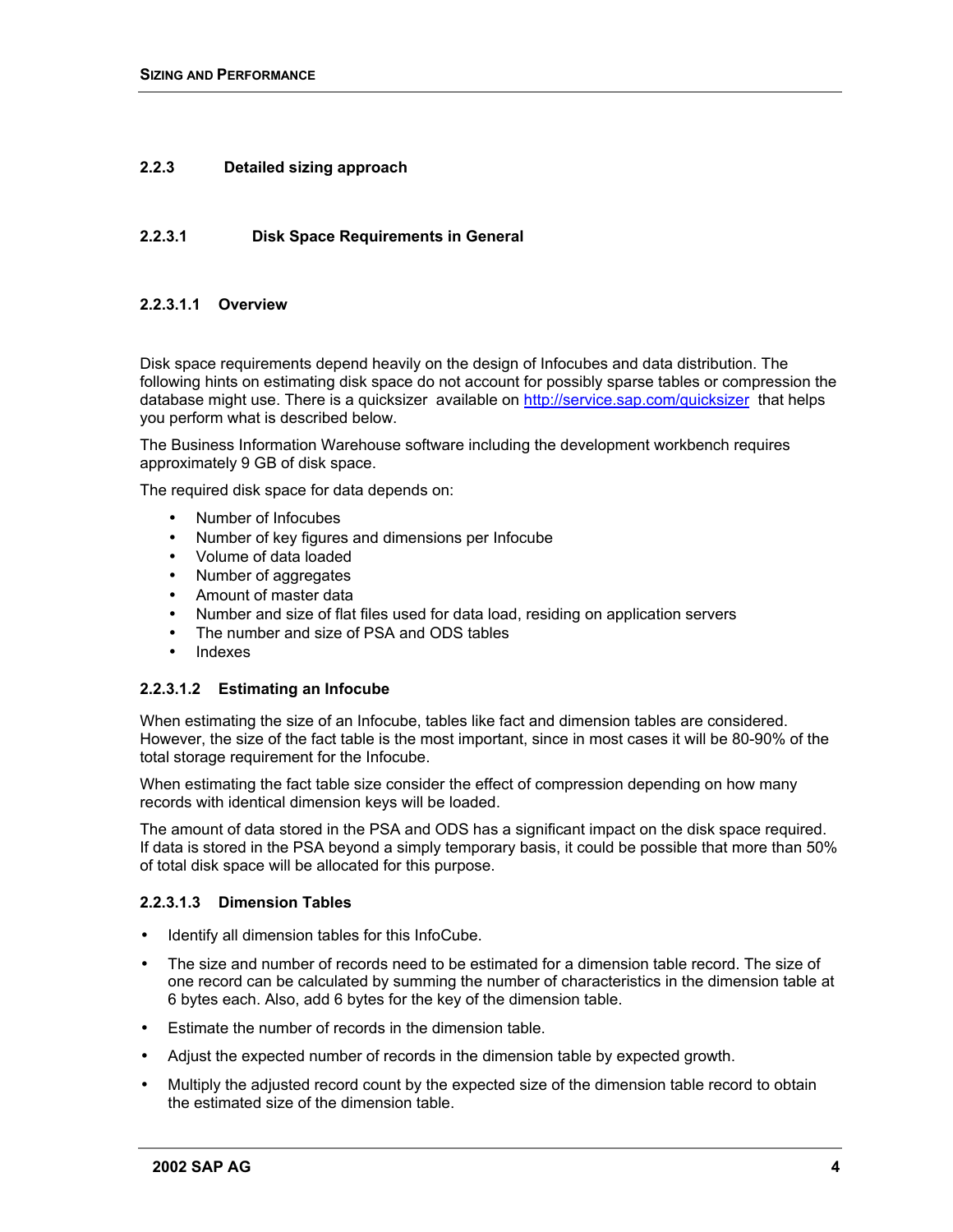### 2.2.3 Detailed sizing approach

#### 2.2.3.1 Disk Space Requirements in General

##### 2.2.3.1.1 Overview

Disk space requirements depend heavily on the design of Infocubes and data distribution. The following hints on estimating disk space do not account for possibly sparse tables or compression the database might use. There is a quicksizer available on [http://service.sap.com/quicksizer](http://service.sap.com/quicksizer) that helps you perform what is described below.

The Business Information Warehouse software including the development workbench requires approximately 9 GB of disk space.

The required disk space for data depends on:

- Number of Infocubes
- Number of key figures and dimensions per Infocube
- Volume of data loaded
- Number of aggregates
- Amount of master data
- Number and size of flat files used for data load, residing on application servers
- The number and size of PSA and ODS tables
- Indexes

##### 2.2.3.1.2 Estimating an Infocube

When estimating the size of an Infocube, tables like fact and dimension tables are considered. However, the size of the fact table is the most important, since in most cases it will be 80-90% of the total storage requirement for the Infocube.

When estimating the fact table size consider the effect of compression depending on how many records with identical dimension keys will be loaded.

The amount of data stored in the PSA and ODS has a significant impact on the disk space required. If data is stored in the PSA beyond a simply temporary basis, it could be possible that more than 50% of total disk space will be allocated for this purpose.

##### 2.2.3.1.3 Dimension Tables

- Identify all dimension tables for this InfoCube.
- The size and number of records need to be estimated for a dimension table record. The size of one record can be calculated by summing the number of characteristics in the dimension table at 6 bytes each. Also, add 6 bytes for the key of the dimension table.
- Estimate the number of records in the dimension table.
- Adjust the expected number of records in the dimension table by expected growth.
- Multiply the adjusted record count by the expected size of the dimension table record to obtain the estimated size of the dimension table.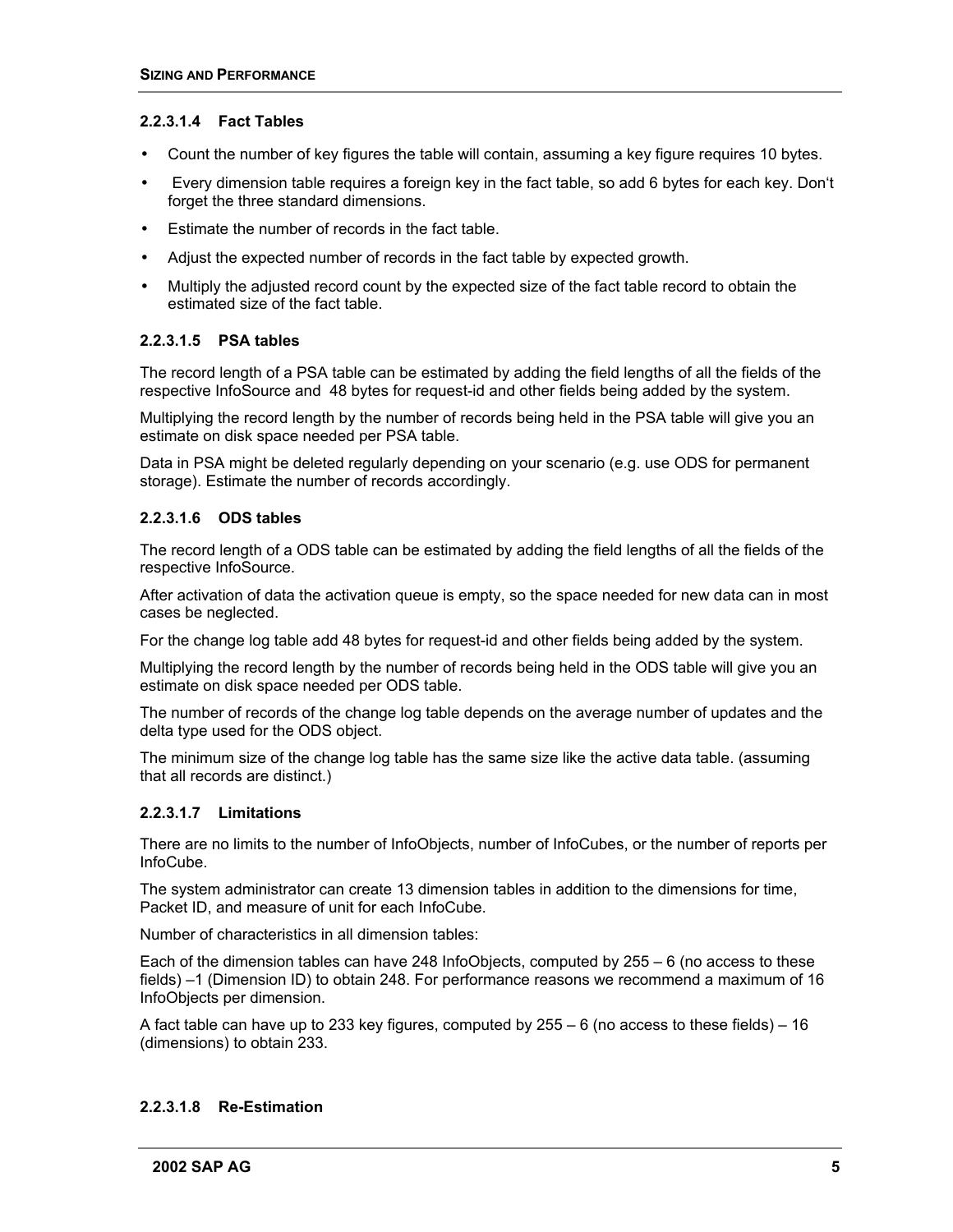#### 2.2.3.1.4 Fact Tables

- Count the number of key figures the table will contain, assuming a key figure requires 10 bytes.
- Every dimension table requires a foreign key in the fact table, so add 6 bytes for each key. Don't forget the three standard dimensions.
- Estimate the number of records in the fact table.
- Adjust the expected number of records in the fact table by expected growth.
- Multiply the adjusted record count by the expected size of the fact table record to obtain the estimated size of the fact table.

#### 2.2.3.1.5 PSA tables

The record length of a PSA table can be estimated by adding the field lengths of all the fields of the respective InfoSource and 48 bytes for request-id and other fields being added by the system.

Multiplying the record length by the number of records being held in the PSA table will give you an estimate on disk space needed per PSA table.

Data in PSA might be deleted regularly depending on your scenario (e.g. use ODS for permanent storage). Estimate the number of records accordingly.

#### 2.2.3.1.6 ODS tables

The record length of a ODS table can be estimated by adding the field lengths of all the fields of the respective InfoSource.

After activation of data the activation queue is empty, so the space needed for new data can in most cases be neglected.

For the change log table add 48 bytes for request-id and other fields being added by the system.

Multiplying the record length by the number of records being held in the ODS table will give you an estimate on disk space needed per ODS table.

The number of records of the change log table depends on the average number of updates and the delta type used for the ODS object.

The minimum size of the change log table has the same size like the active data table. (assuming that all records are distinct.)

#### 2.2.3.1.7 Limitations

There are no limits to the number of InfoObjects, number of InfoCubes, or the number of reports per InfoCube.

The system administrator can create 13 dimension tables in addition to the dimensions for time, Packet ID, and measure of unit for each InfoCube.

Number of characteristics in all dimension tables:

Each of the dimension tables can have 248 InfoObjects, computed by 255 – 6 (no access to these fields) –1 (Dimension ID) to obtain 248. For performance reasons we recommend a maximum of 16 InfoObjects per dimension.

A fact table can have up to 233 key figures, computed by 255 – 6 (no access to these fields) – 16 (dimensions) to obtain 233.

#### 2.2.3.1.8 Re-Estimation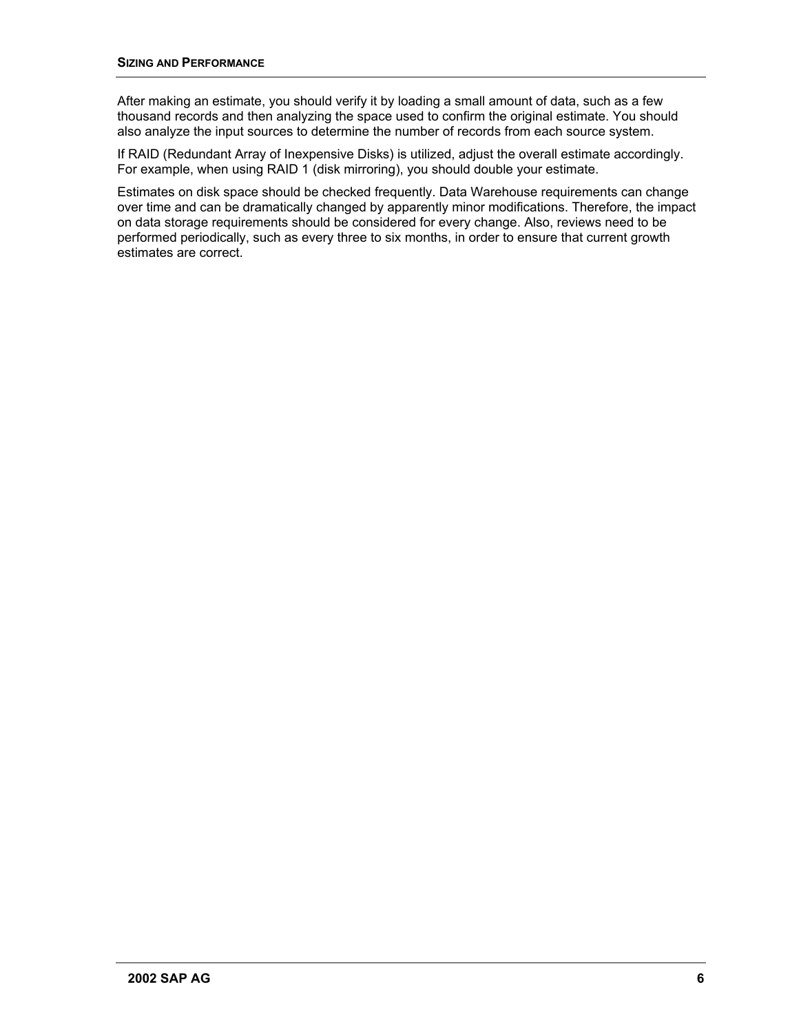After making an estimate, you should verify it by loading a small amount of data, such as a few thousand records and then analyzing the space used to confirm the original estimate. You should also analyze the input sources to determine the number of records from each source system.

If RAID (Redundant Array of Inexpensive Disks) is utilized, adjust the overall estimate accordingly. For example, when using RAID 1 (disk mirroring), you should double your estimate.

Estimates on disk space should be checked frequently. Data Warehouse requirements can change over time and can be dramatically changed by apparently minor modifications. Therefore, the impact on data storage requirements should be considered for every change. Also, reviews need to be performed periodically, such as every three to six months, in order to ensure that current growth estimates are correct.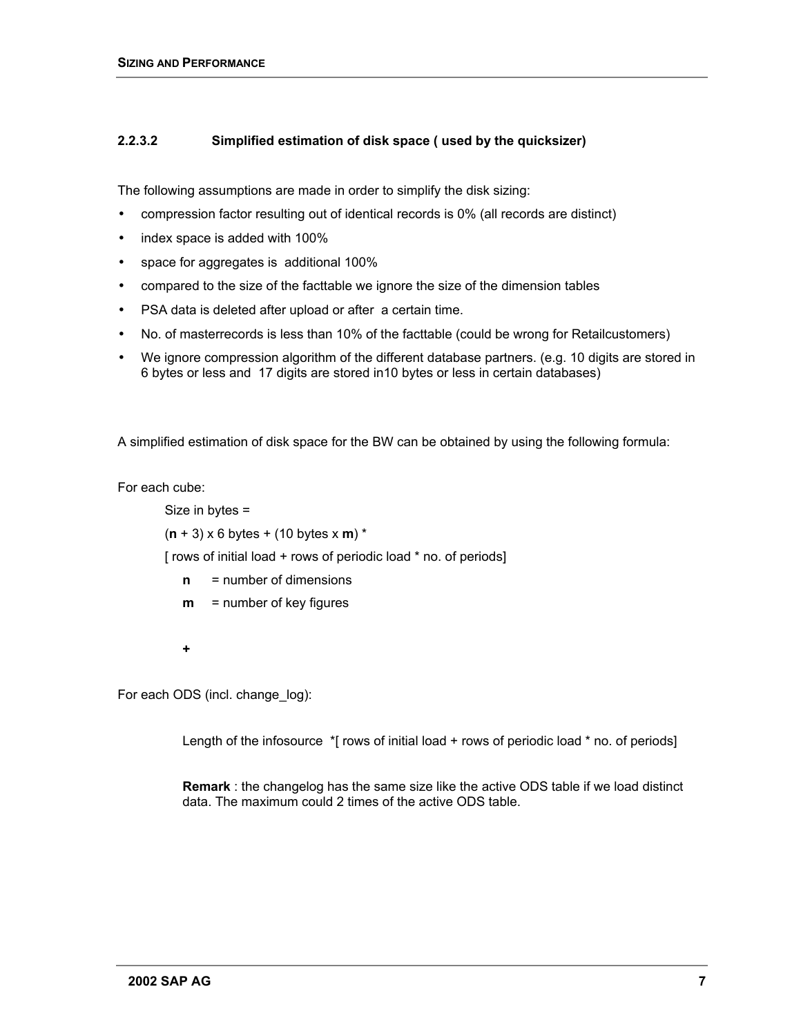### 2.2.3.2 Simplified estimation of disk space ( used by the quicksizer)

The following assumptions are made in order to simplify the disk sizing:

- compression factor resulting out of identical records is 0% (all records are distinct)
- index space is added with 100%
- space for aggregates is additional 100%
- compared to the size of the facttable we ignore the size of the dimension tables
- PSA data is deleted after upload or after a certain time.
- No. of masterrecords is less than 10% of the facttable (could be wrong for Retailcustomers)
- We ignore compression algorithm of the different database partners. (e.g. 10 digits are stored in 6 bytes or less and 17 digits are stored in10 bytes or less in certain databases)

A simplified estimation of disk space for the BW can be obtained by using the following formula:

For each cube:

Size in bytes =

(**n** + 3) x 6 bytes + (10 bytes x **m**) *

[ rows of initial load + rows of periodic load * no. of periods]

**n** = number of dimensions

**m** = number of key figures

**+**

For each ODS (incl. change_log):

Length of the infosource *[ rows of initial load + rows of periodic load * no. of periods]

**Remark** : the changelog has the same size like the active ODS table if we load distinct data. The maximum could 2 times of the active ODS table.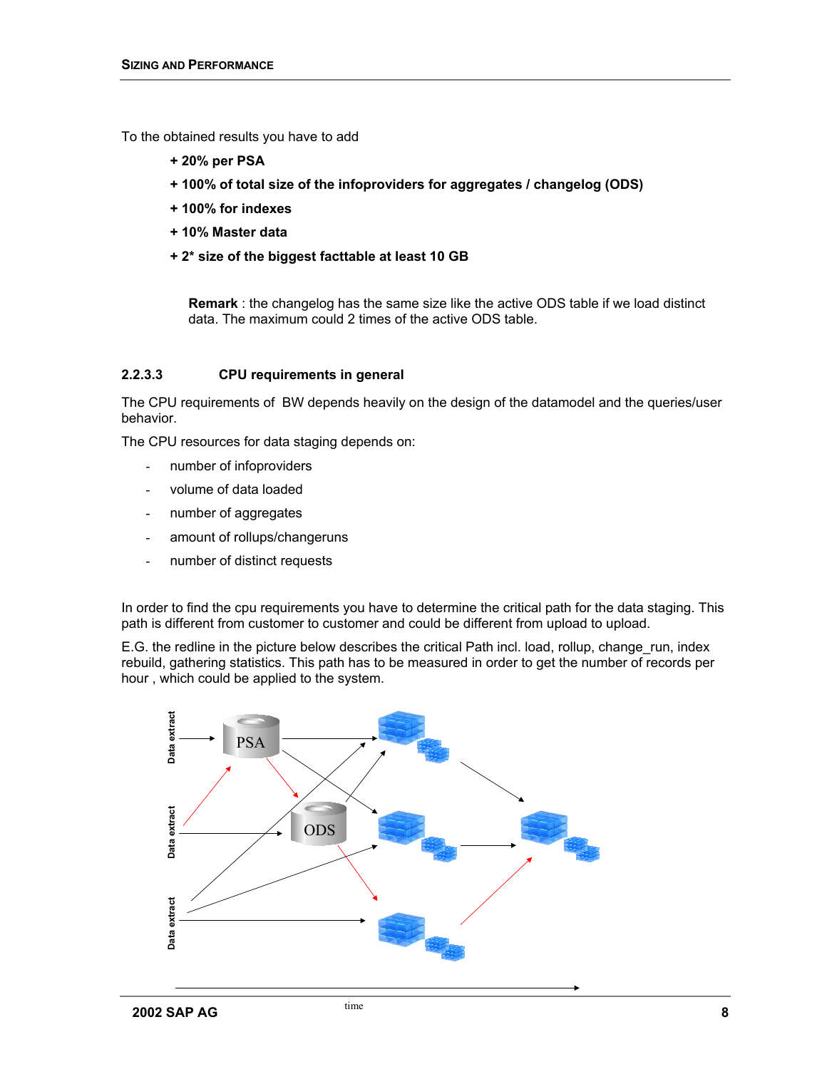To the obtained results you have to add

**+ 20% per PSA**

**+ 100% of total size of the infoproviders for aggregates / changelog (ODS)**

**+ 100% for indexes**

**+ 10% Master data**

**+ 2* size of the biggest facttable at least 10 GB**

> **Remark** : the changelog has the same size like the active ODS table if we load distinct data. The maximum could 2 times of the active ODS table.

### 2.2.3.3 CPU requirements in general

The CPU requirements of BW depends heavily on the design of the datamodel and the queries/user behavior.

The CPU resources for data staging depends on:

- number of infoproviders
- volume of data loaded
- number of aggregates
- amount of rollups/changeruns
- number of distinct requests

In order to find the cpu requirements you have to determine the critical path for the data staging. This path is different from customer to customer and could be different from upload to upload.

E.G. the redline in the picture below describes the critical Path incl. load, rollup, change_run, index rebuild, gathering statistics. This path has to be measured in order to get the number of records per hour , which could be applied to the system.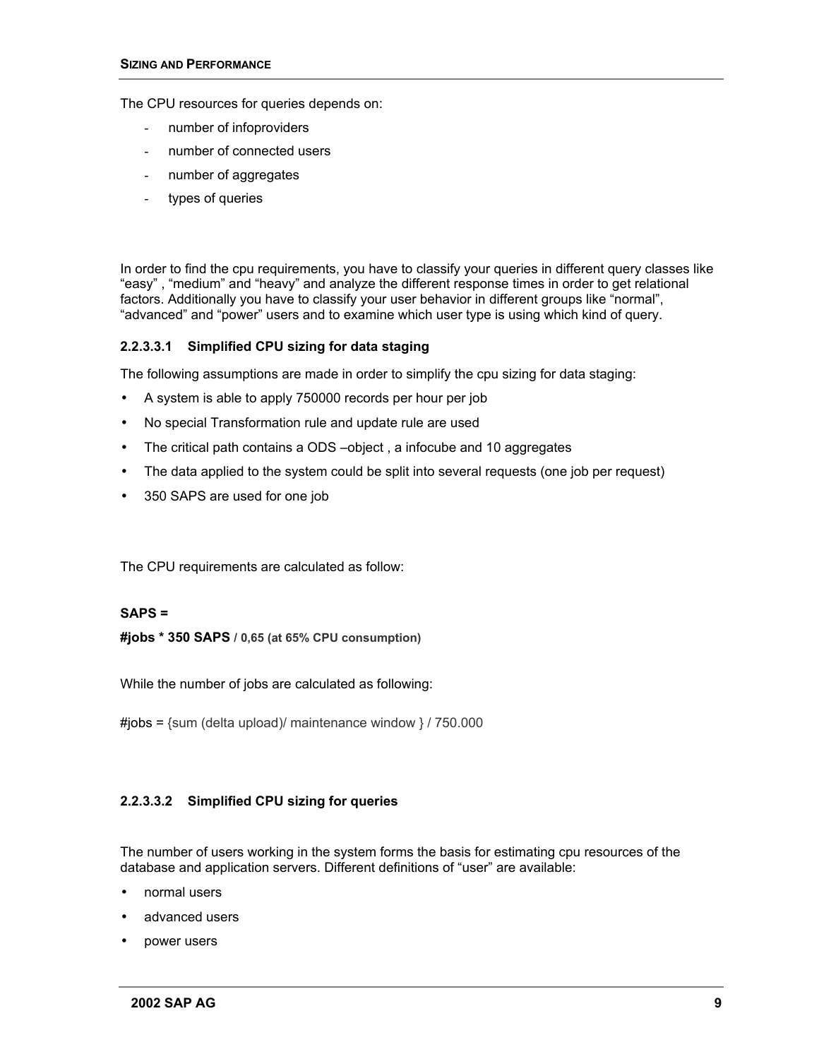The CPU resources for queries depends on:

- number of infoproviders
- number of connected users
- number of aggregates
- types of queries

In order to find the cpu requirements, you have to classify your queries in different query classes like "easy" , "medium" and "heavy" and analyze the different response times in order to get relational factors. Additionally you have to classify your user behavior in different groups like "normal", "advanced" and "power" users and to examine which user type is using which kind of query.

#### 2.2.3.3.1 Simplified CPU sizing for data staging

The following assumptions are made in order to simplify the cpu sizing for data staging:

- A system is able to apply 750000 records per hour per job
- No special Transformation rule and update rule are used
- The critical path contains a ODS –object , a infocube and 10 aggregates
- The data applied to the system could be split into several requests (one job per request)
- 350 SAPS are used for one job

The CPU requirements are calculated as follow:

**SAPS =**

**#jobs * 350 SAPS / 0,65 (at 65% CPU consumption)**

While the number of jobs are calculated as following:

#jobs = {sum (delta upload)/ maintenance window } / 750.000

#### 2.2.3.3.2 Simplified CPU sizing for queries

The number of users working in the system forms the basis for estimating cpu resources of the database and application servers. Different definitions of "user" are available:

- normal users
- advanced users
- power users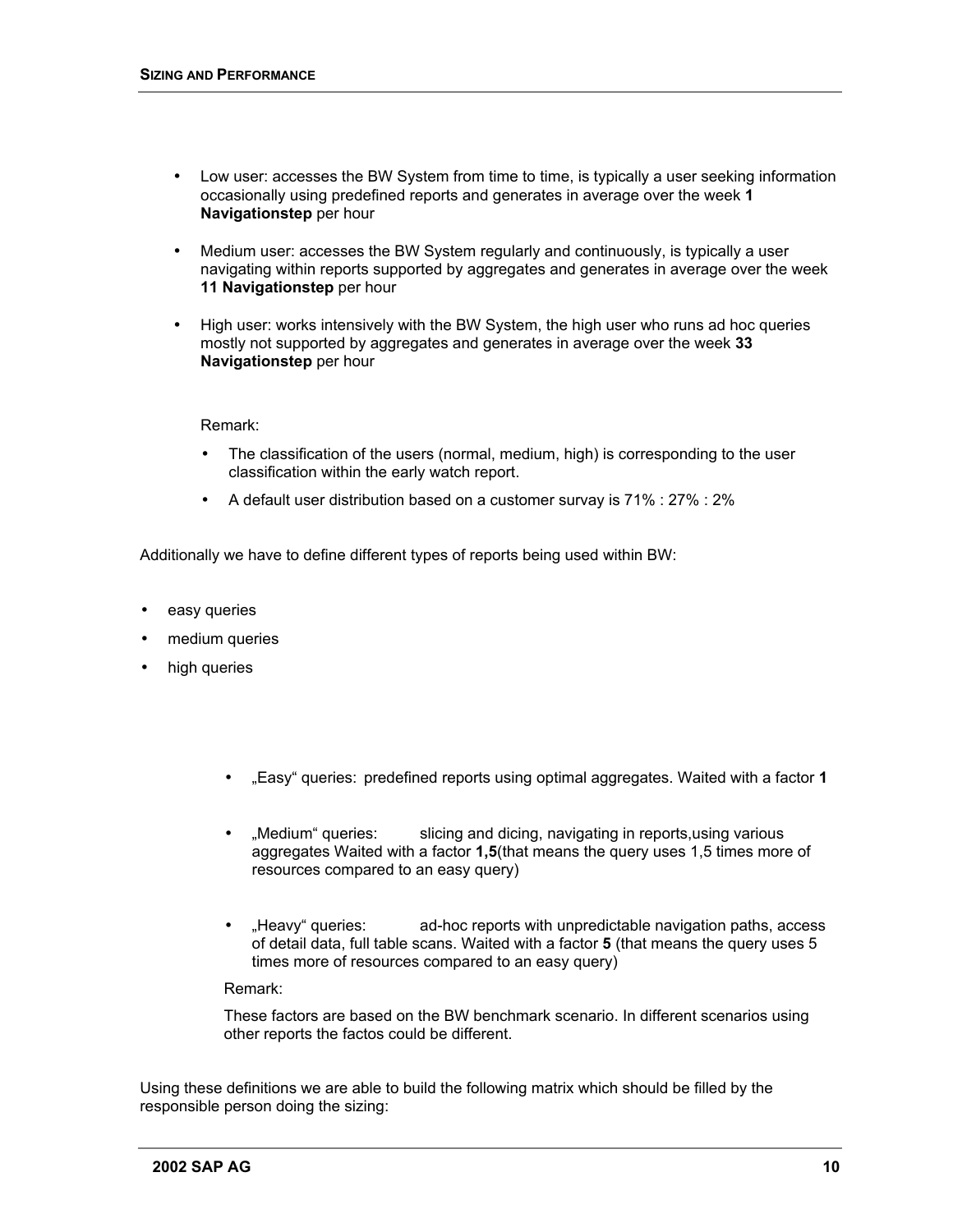- Low user: accesses the BW System from time to time, is typically a user seeking information occasionally using predefined reports and generates in average over the week **1 Navigationstep** per hour

- Medium user: accesses the BW System regularly and continuously, is typically a user navigating within reports supported by aggregates and generates in average over the week **11 Navigationstep** per hour

- High user: works intensively with the BW System, the high user who runs ad hoc queries mostly not supported by aggregates and generates in average over the week **33 Navigationstep** per hour

  Remark:

  - The classification of the users (normal, medium, high) is corresponding to the user classification within the early watch report.
  - A default user distribution based on a customer survay is 71% : 27% : 2%

Additionally we have to define different types of reports being used within BW:

- easy queries
- medium queries
- high queries

  - „Easy" queries: predefined reports using optimal aggregates. Waited with a factor **1**

  - „Medium" queries: slicing and dicing, navigating in reports,using various aggregates Waited with a factor **1,5**(that means the query uses 1,5 times more of resources compared to an easy query)

  - „Heavy" queries: ad-hoc reports with unpredictable navigation paths, access of detail data, full table scans. Waited with a factor **5** (that means the query uses 5 times more of resources compared to an easy query)

  Remark:

  These factors are based on the BW benchmark scenario. In different scenarios using other reports the factos could be different.

Using these definitions we are able to build the following matrix which should be filled by the responsible person doing the sizing: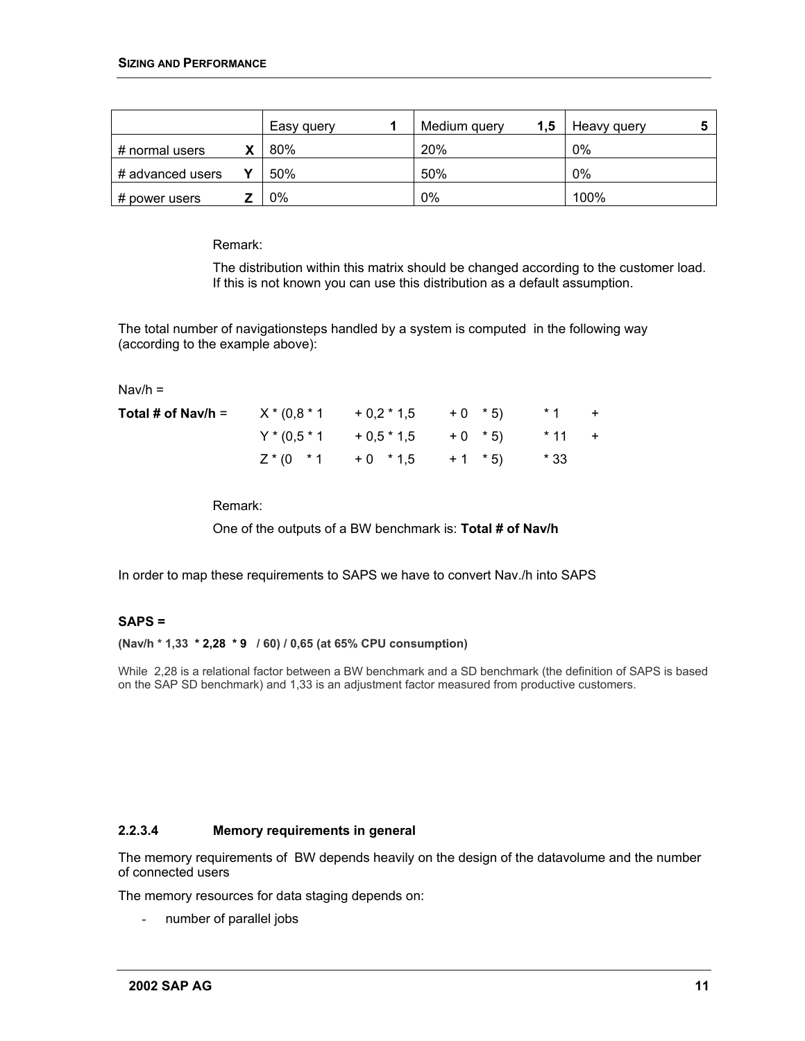| | Easy query 1 | Medium query 1,5 | Heavy query 5 |
|---|---|---|---|
| # normal users **X** | 80% | 20% | 0% |
| # advanced users **Y** | 50% | 50% | 0% |
| # power users **Z** | 0% | 0% | 100% |

Remark:

The distribution within this matrix should be changed according to the customer load. If this is not known you can use this distribution as a default assumption.

The total number of navigationsteps handled by a system is computed in the following way (according to the example above):

Nav/h =

**Total # of Nav/h** =

$$
\begin{aligned}
&X * (0{,}8 * 1 + 0{,}2 * 1{,}5 + 0 * 5) * 1 \; + \\
&Y * (0{,}5 * 1 + 0{,}5 * 1{,}5 + 0 * 5) * 11 \; + \\
&Z * (0 * 1 + 0 * 1{,}5 + 1 * 5) * 33
\end{aligned}
$$

Remark:

One of the outputs of a BW benchmark is: **Total # of Nav/h**

In order to map these requirements to SAPS we have to convert Nav./h into SAPS

**SAPS =**

**(Nav/h * 1,33 * 2,28 * 9 / 60) / 0,65 (at 65% CPU consumption)**

While 2,28 is a relational factor between a BW benchmark and a SD benchmark (the definition of SAPS is based on the SAP SD benchmark) and 1,33 is an adjustment factor measured from productive customers.

#### 2.2.3.4 Memory requirements in general

The memory requirements of BW depends heavily on the design of the datavolume and the number of connected users

The memory resources for data staging depends on:

- number of parallel jobs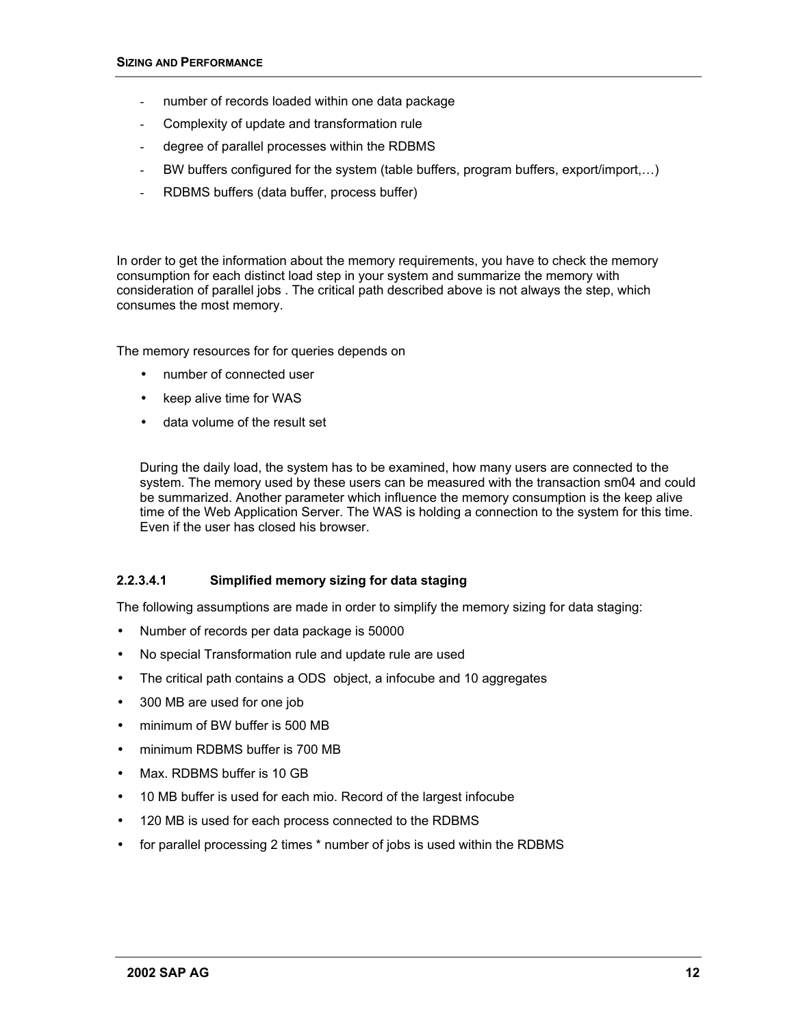- number of records loaded within one data package
- Complexity of update and transformation rule
- degree of parallel processes within the RDBMS
- BW buffers configured for the system (table buffers, program buffers, export/import,…)
- RDBMS buffers (data buffer, process buffer)

In order to get the information about the memory requirements, you have to check the memory consumption for each distinct load step in your system and summarize the memory with consideration of parallel jobs . The critical path described above is not always the step, which consumes the most memory.

The memory resources for for queries depends on

- number of connected user
- keep alive time for WAS
- data volume of the result set

During the daily load, the system has to be examined, how many users are connected to the system. The memory used by these users can be measured with the transaction sm04 and could be summarized. Another parameter which influence the memory consumption is the keep alive time of the Web Application Server. The WAS is holding a connection to the system for this time. Even if the user has closed his browser.

#### 2.2.3.4.1 Simplified memory sizing for data staging

The following assumptions are made in order to simplify the memory sizing for data staging:

- Number of records per data package is 50000
- No special Transformation rule and update rule are used
- The critical path contains a ODS object, a infocube and 10 aggregates
- 300 MB are used for one job
- minimum of BW buffer is 500 MB
- minimum RDBMS buffer is 700 MB
- Max. RDBMS buffer is 10 GB
- 10 MB buffer is used for each mio. Record of the largest infocube
- 120 MB is used for each process connected to the RDBMS
- for parallel processing 2 times * number of jobs is used within the RDBMS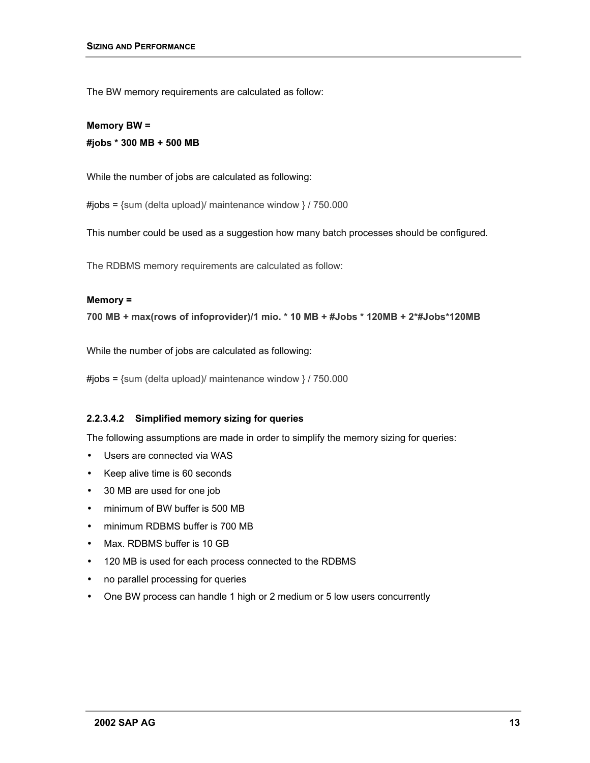The BW memory requirements are calculated as follow:

**Memory BW =**

**#jobs * 300 MB + 500 MB**

While the number of jobs are calculated as following:

#jobs = {sum (delta upload)/ maintenance window } / 750.000

This number could be used as a suggestion how many batch processes should be configured.

The RDBMS memory requirements are calculated as follow:

**Memory =**

**700 MB + max(rows of infoprovider)/1 mio. * 10 MB + #Jobs * 120MB + 2*#Jobs*120MB**

While the number of jobs are calculated as following:

#jobs = {sum (delta upload)/ maintenance window } / 750.000

#### 2.2.3.4.2 Simplified memory sizing for queries

The following assumptions are made in order to simplify the memory sizing for queries:

- Users are connected via WAS
- Keep alive time is 60 seconds
- 30 MB are used for one job
- minimum of BW buffer is 500 MB
- minimum RDBMS buffer is 700 MB
- Max. RDBMS buffer is 10 GB
- 120 MB is used for each process connected to the RDBMS
- no parallel processing for queries
- One BW process can handle 1 high or 2 medium or 5 low users concurrently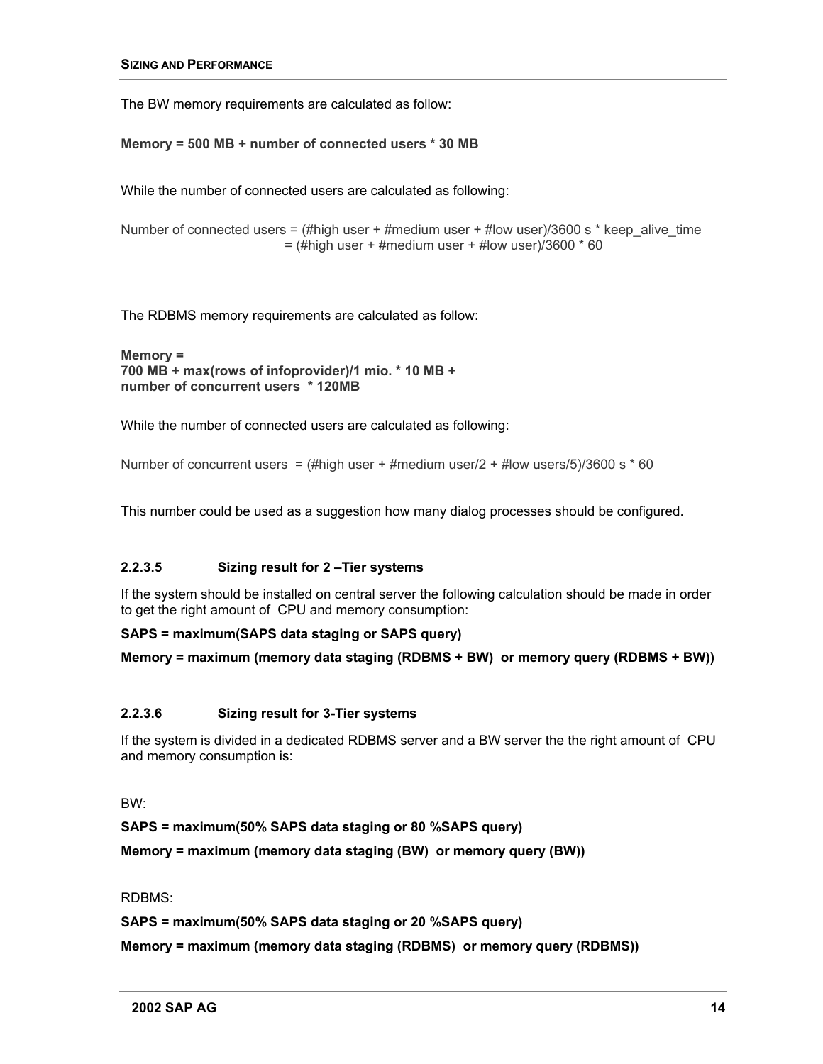The BW memory requirements are calculated as follow:

**Memory = 500 MB + number of connected users * 30 MB**

While the number of connected users are calculated as following:

Number of connected users = (#high user + #medium user + #low user)/3600 s * keep_alive_time
= (#high user + #medium user + #low user)/3600 * 60

The RDBMS memory requirements are calculated as follow:

**Memory =**
**700 MB + max(rows of infoprovider)/1 mio. * 10 MB +**
**number of concurrent users * 120MB**

While the number of connected users are calculated as following:

Number of concurrent users = (#high user + #medium user/2 + #low users/5)/3600 s * 60

This number could be used as a suggestion how many dialog processes should be configured.

### 2.2.3.5 Sizing result for 2 –Tier systems

If the system should be installed on central server the following calculation should be made in order to get the right amount of CPU and memory consumption:

**SAPS = maximum(SAPS data staging or SAPS query)**

**Memory = maximum (memory data staging (RDBMS + BW) or memory query (RDBMS + BW))**

### 2.2.3.6 Sizing result for 3-Tier systems

If the system is divided in a dedicated RDBMS server and a BW server the the right amount of CPU and memory consumption is:

BW:

**SAPS = maximum(50% SAPS data staging or 80 %SAPS query)**

**Memory = maximum (memory data staging (BW) or memory query (BW))**

RDBMS:

**SAPS = maximum(50% SAPS data staging or 20 %SAPS query)**

**Memory = maximum (memory data staging (RDBMS) or memory query (RDBMS))**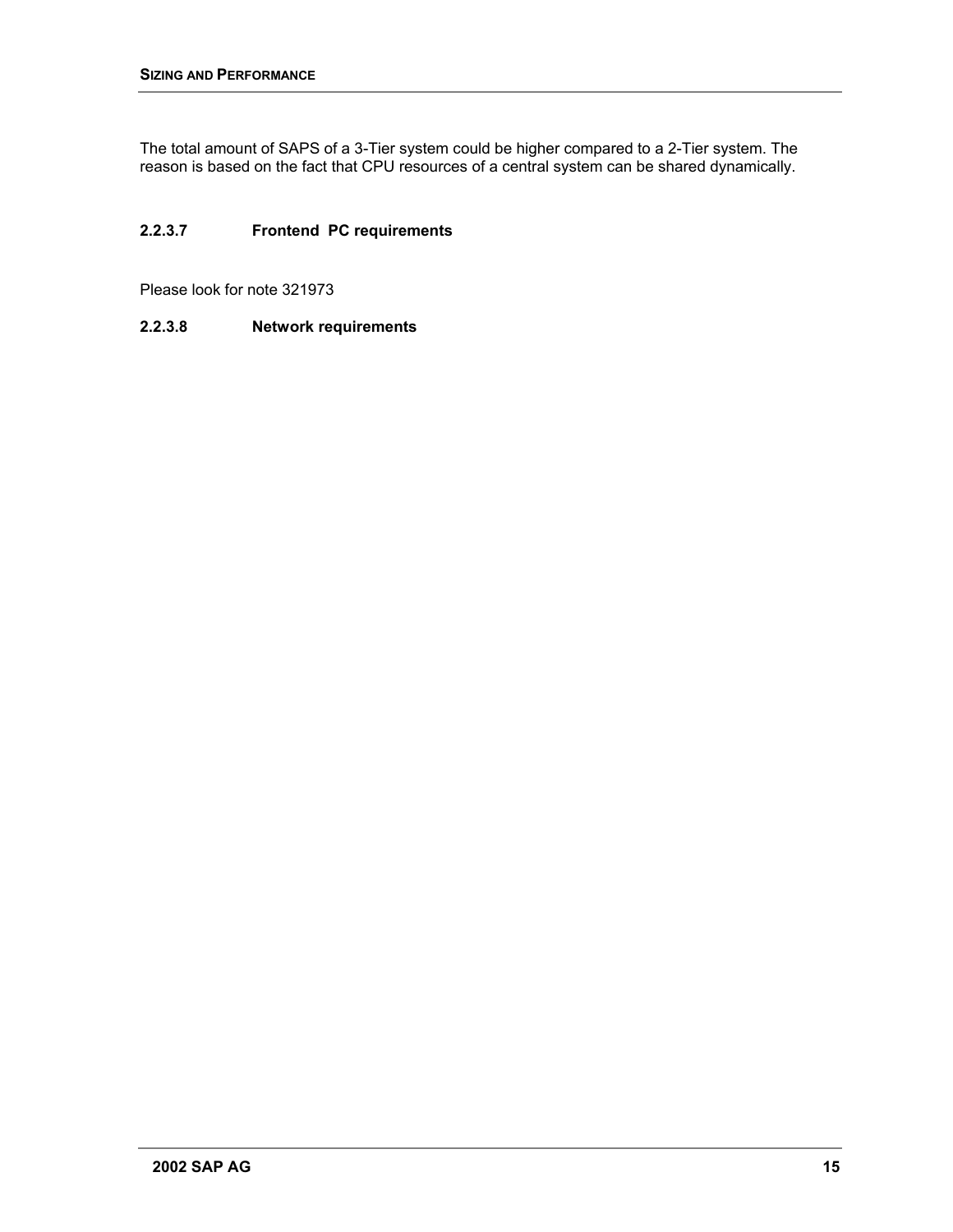The total amount of SAPS of a 3-Tier system could be higher compared to a 2-Tier system. The reason is based on the fact that CPU resources of a central system can be shared dynamically.

#### 2.2.3.7 Frontend PC requirements

Please look for note 321973

#### 2.2.3.8 Network requirements